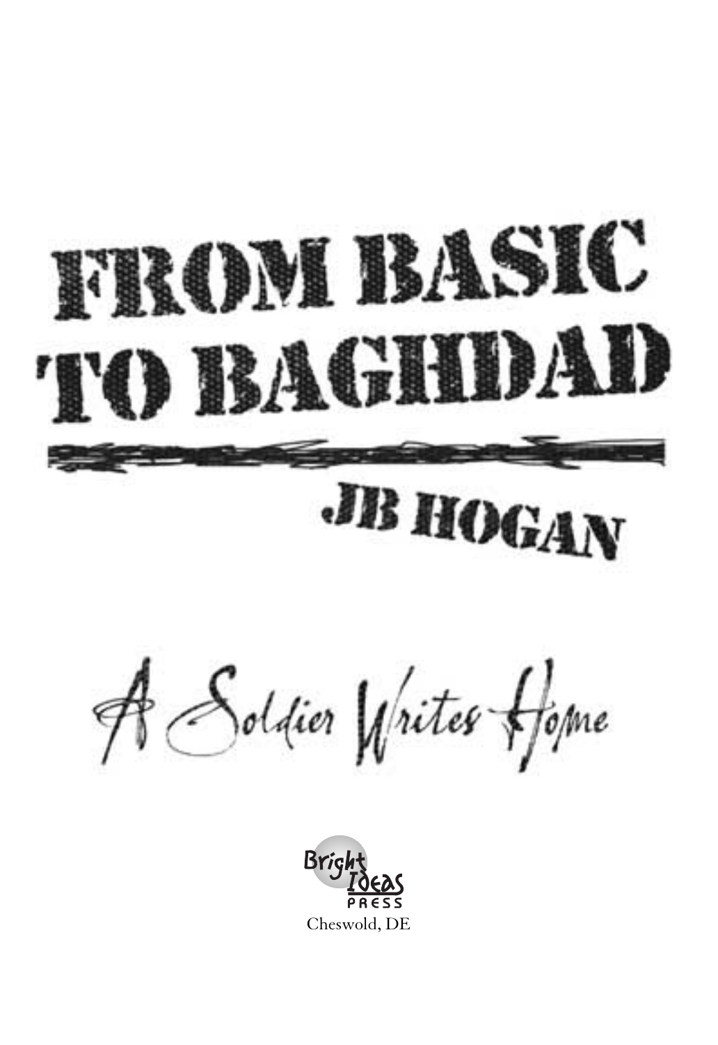# FROM BASIC TO BAGHDAD

## JB HOGAN

### A Soldier Writes Home

Bright Ideas Press

Cheswold, DE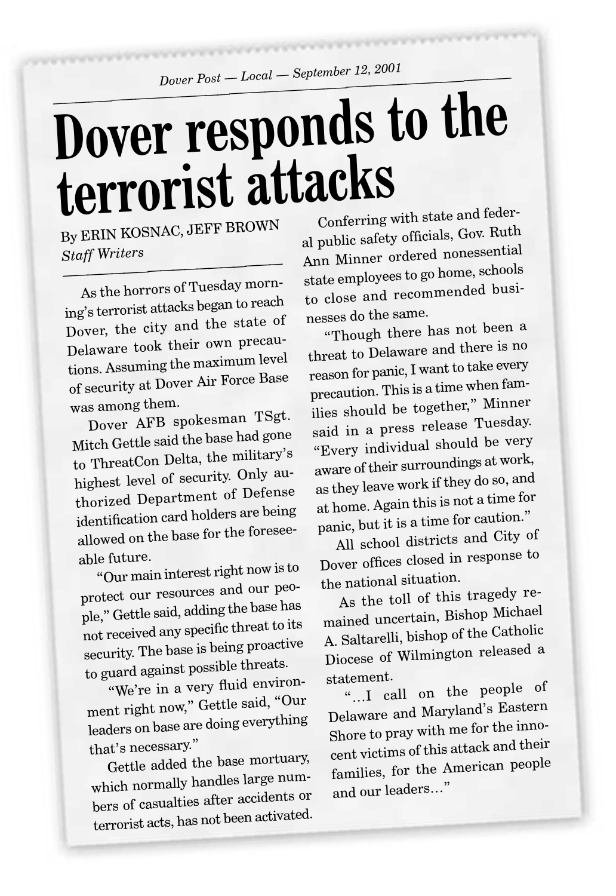*Dover Post — Local — September 12, 2001*

# Dover responds to the terrorist attacks

By ERIN KOSNAC, JEFF BROWN
*Staff Writers*

As the horrors of Tuesday morning's terrorist attacks began to reach Dover, the city and the state of Delaware took their own precautions. Assuming the maximum level of security at Dover Air Force Base was among them.

Dover AFB spokesman TSgt. Mitch Gettle said the base had gone to ThreatCon Delta, the military's highest level of security. Only authorized Department of Defense identification card holders are being allowed on the base for the foreseeable future.

"Our main interest right now is to protect our resources and our people," Gettle said, adding the base has not received any specific threat to its security. The base is being proactive to guard against possible threats.

"We're in a very fluid environment right now," Gettle said, "Our leaders on base are doing everything that's necessary."

Gettle added the base mortuary, which normally handles large numbers of casualties after accidents or terrorist acts, has not been activated.

Conferring with state and federal public safety officials, Gov. Ruth Ann Minner ordered nonessential state employees to go home, schools to close and recommended businesses do the same.

"Though there has not been a threat to Delaware and there is no reason for panic, I want to take every precaution. This is a time when families should be together," Minner said in a press release Tuesday. "Every individual should be very aware of their surroundings at work, as they leave work if they do so, and at home. Again this is not a time for panic, but it is a time for caution."

All school districts and City of Dover offices closed in response to the national situation.

As the toll of this tragedy remained uncertain, Bishop Michael A. Saltarelli, bishop of the Catholic Diocese of Wilmington released a statement.

"…I call on the people of Delaware and Maryland's Eastern Shore to pray with me for the innocent victims of this attack and their families, for the American people and our leaders…"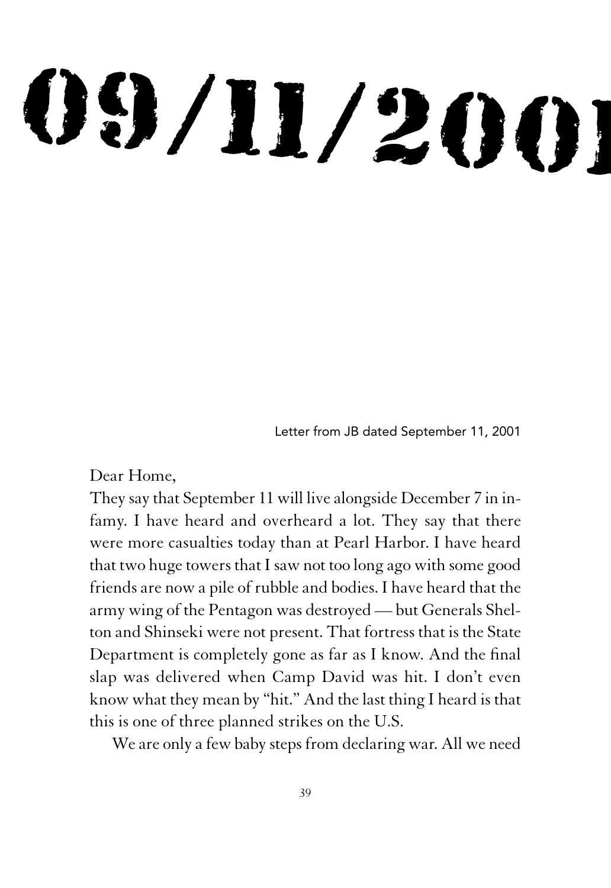# 09/11/2001

Letter from JB dated September 11, 2001

Dear Home,

They say that September 11 will live alongside December 7 in infamy. I have heard and overheard a lot. They say that there were more casualties today than at Pearl Harbor. I have heard that two huge towers that I saw not too long ago with some good friends are now a pile of rubble and bodies. I have heard that the army wing of the Pentagon was destroyed — but Generals Shelton and Shinseki were not present. That fortress that is the State Department is completely gone as far as I know. And the final slap was delivered when Camp David was hit. I don't even know what they mean by "hit." And the last thing I heard is that this is one of three planned strikes on the U.S.

We are only a few baby steps from declaring war. All we need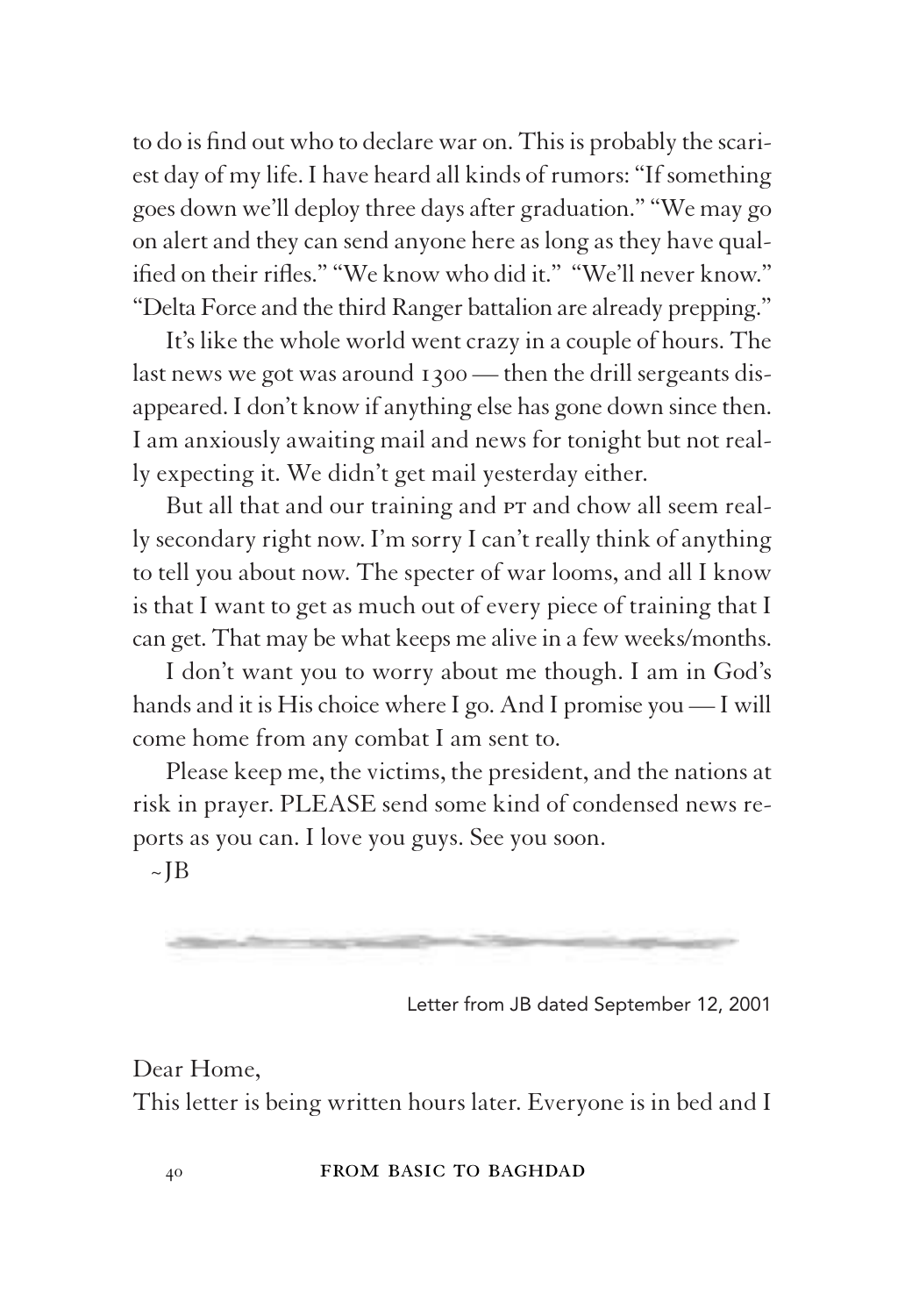to do is find out who to declare war on. This is probably the scariest day of my life. I have heard all kinds of rumors: "If something goes down we'll deploy three days after graduation." "We may go on alert and they can send anyone here as long as they have qualified on their rifles." "We know who did it." "We'll never know." "Delta Force and the third Ranger battalion are already prepping."

It's like the whole world went crazy in a couple of hours. The last news we got was around 1300 — then the drill sergeants disappeared. I don't know if anything else has gone down since then. I am anxiously awaiting mail and news for tonight but not really expecting it. We didn't get mail yesterday either.

But all that and our training and PT and chow all seem really secondary right now. I'm sorry I can't really think of anything to tell you about now. The specter of war looms, and all I know is that I want to get as much out of every piece of training that I can get. That may be what keeps me alive in a few weeks/months.

I don't want you to worry about me though. I am in God's hands and it is His choice where I go. And I promise you — I will come home from any combat I am sent to.

Please keep me, the victims, the president, and the nations at risk in prayer. PLEASE send some kind of condensed news reports as you can. I love you guys. See you soon.

~JB

Letter from JB dated September 12, 2001

Dear Home,

This letter is being written hours later. Everyone is in bed and I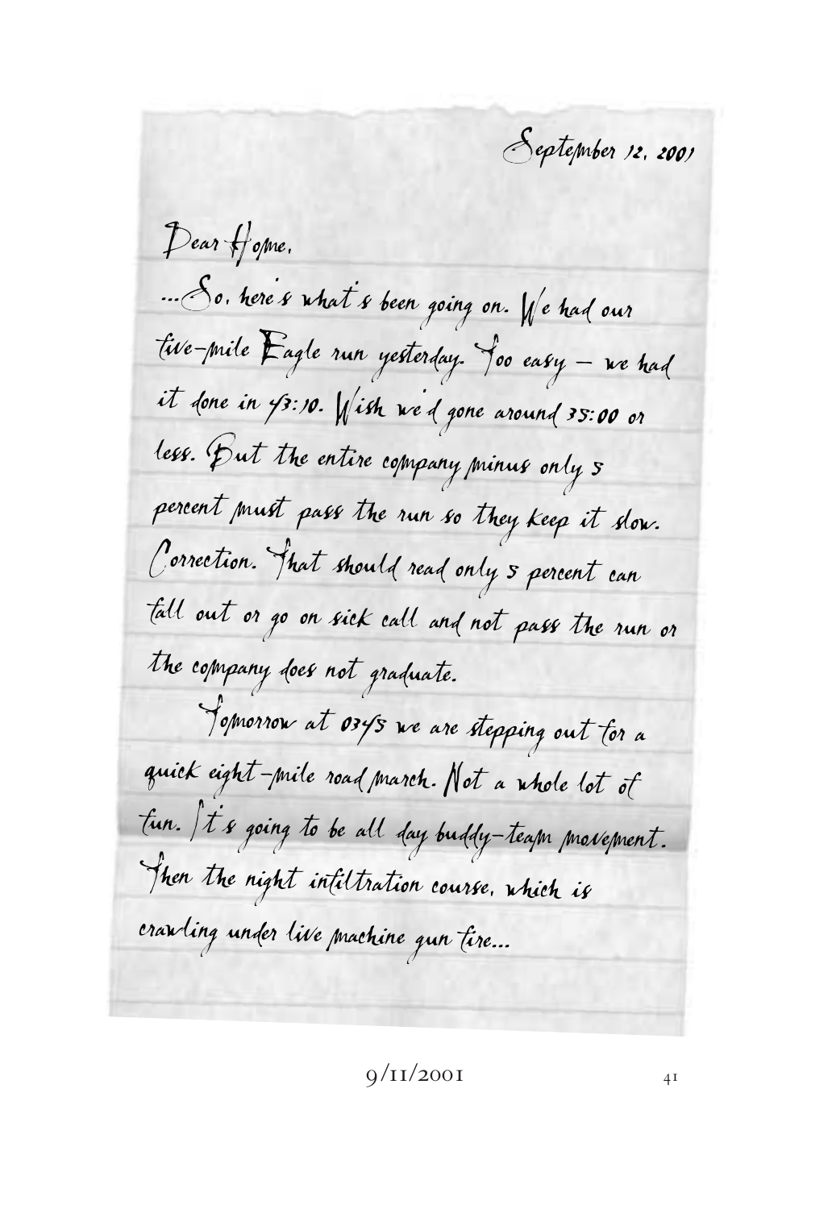September 12, 2001

Dear Home,

...So, here's what's been going on. We had our five-mile Eagle run yesterday. Too easy – we had it done in 43:10. Wish we'd gone around 35:00 or less. But the entire company minus only 5 percent must pass the run so they keep it slow. Correction. That should read only 5 percent can fall out or go on sick call and not pass the run or the company does not graduate.

Tomorrow at 0345 we are stepping out for a quick eight-mile road march. Not a whole lot of fun. It's going to be all day buddy-team movement. Then the night infiltration course, which is crawling under live machine gun fire...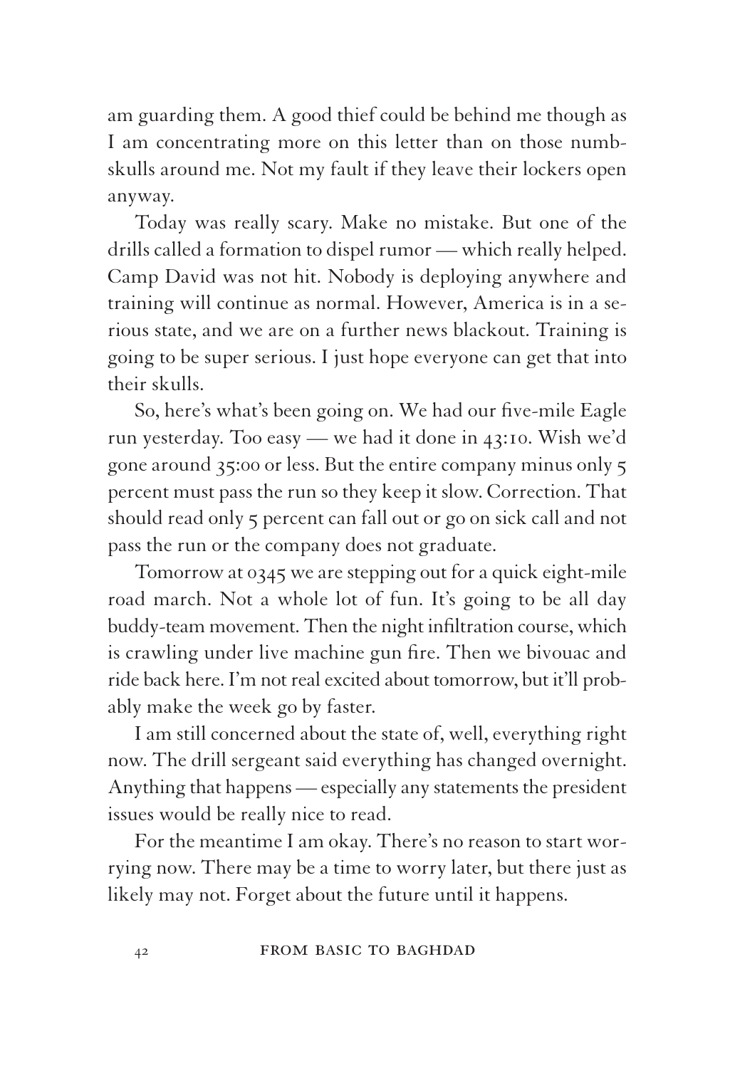am guarding them. A good thief could be behind me though as I am concentrating more on this letter than on those numbskulls around me. Not my fault if they leave their lockers open anyway.

Today was really scary. Make no mistake. But one of the drills called a formation to dispel rumor — which really helped. Camp David was not hit. Nobody is deploying anywhere and training will continue as normal. However, America is in a serious state, and we are on a further news blackout. Training is going to be super serious. I just hope everyone can get that into their skulls.

So, here's what's been going on. We had our five-mile Eagle run yesterday. Too easy — we had it done in 43:10. Wish we'd gone around 35:00 or less. But the entire company minus only 5 percent must pass the run so they keep it slow. Correction. That should read only 5 percent can fall out or go on sick call and not pass the run or the company does not graduate.

Tomorrow at 0345 we are stepping out for a quick eight-mile road march. Not a whole lot of fun. It's going to be all day buddy-team movement. Then the night infiltration course, which is crawling under live machine gun fire. Then we bivouac and ride back here. I'm not real excited about tomorrow, but it'll probably make the week go by faster.

I am still concerned about the state of, well, everything right now. The drill sergeant said everything has changed overnight. Anything that happens — especially any statements the president issues would be really nice to read.

For the meantime I am okay. There's no reason to start worrying now. There may be a time to worry later, but there just as likely may not. Forget about the future until it happens.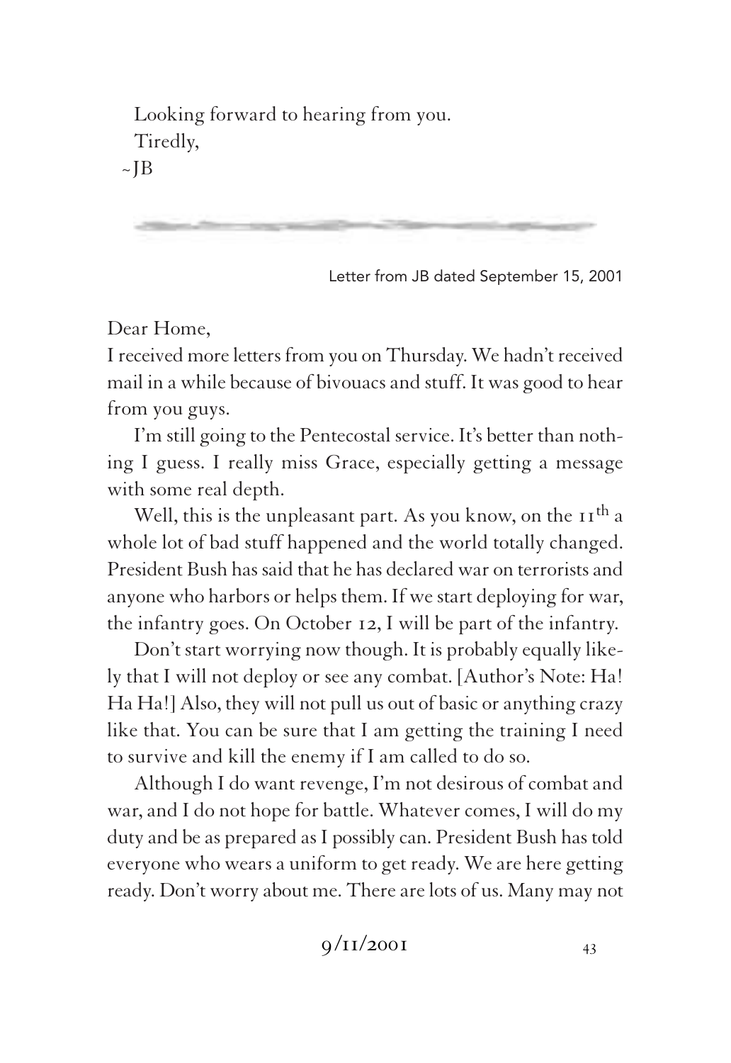Looking forward to hearing from you.
Tiredly,
~JB

---

Letter from JB dated September 15, 2001

Dear Home,
I received more letters from you on Thursday. We hadn't received mail in a while because of bivouacs and stuff. It was good to hear from you guys.

I'm still going to the Pentecostal service. It's better than nothing I guess. I really miss Grace, especially getting a message with some real depth.

Well, this is the unpleasant part. As you know, on the 11th a whole lot of bad stuff happened and the world totally changed. President Bush has said that he has declared war on terrorists and anyone who harbors or helps them. If we start deploying for war, the infantry goes. On October 12, I will be part of the infantry.

Don't start worrying now though. It is probably equally likely that I will not deploy or see any combat. [Author's Note: Ha! Ha Ha!] Also, they will not pull us out of basic or anything crazy like that. You can be sure that I am getting the training I need to survive and kill the enemy if I am called to do so.

Although I do want revenge, I'm not desirous of combat and war, and I do not hope for battle. Whatever comes, I will do my duty and be as prepared as I possibly can. President Bush has told everyone who wears a uniform to get ready. We are here getting ready. Don't worry about me. There are lots of us. Many may not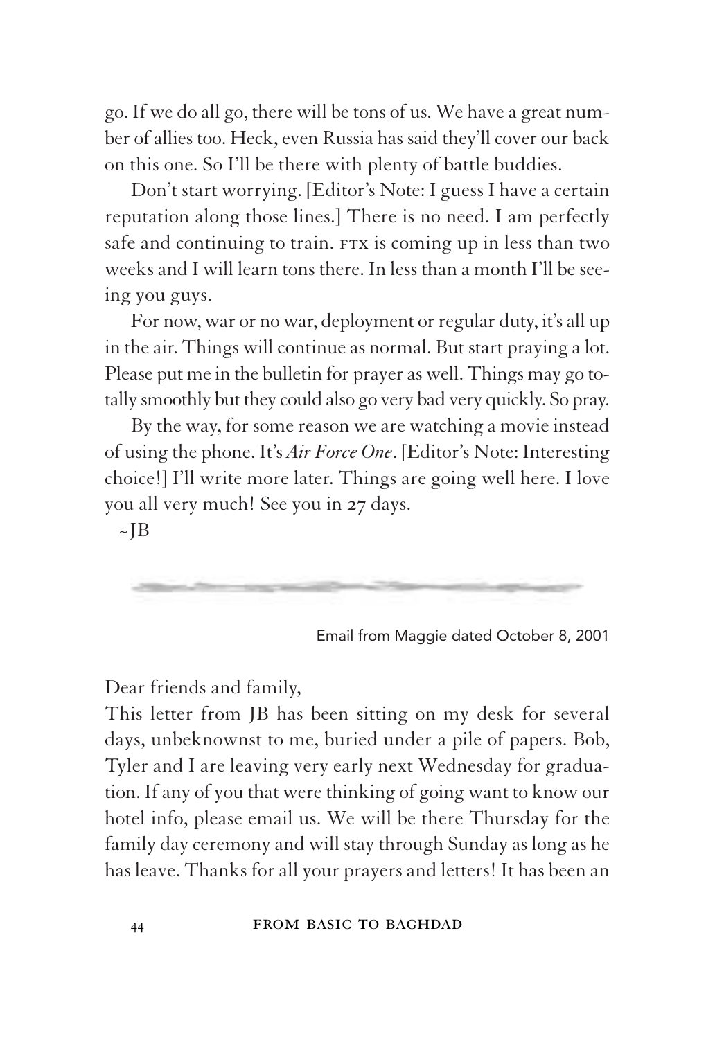go. If we do all go, there will be tons of us. We have a great number of allies too. Heck, even Russia has said they'll cover our back on this one. So I'll be there with plenty of battle buddies.

Don't start worrying. [Editor's Note: I guess I have a certain reputation along those lines.] There is no need. I am perfectly safe and continuing to train. FTX is coming up in less than two weeks and I will learn tons there. In less than a month I'll be seeing you guys.

For now, war or no war, deployment or regular duty, it's all up in the air. Things will continue as normal. But start praying a lot. Please put me in the bulletin for prayer as well. Things may go totally smoothly but they could also go very bad very quickly. So pray.

By the way, for some reason we are watching a movie instead of using the phone. It's *Air Force One*. [Editor's Note: Interesting choice!] I'll write more later. Things are going well here. I love you all very much! See you in 27 days.

~JB

---

Email from Maggie dated October 8, 2001

Dear friends and family,

This letter from JB has been sitting on my desk for several days, unbeknownst to me, buried under a pile of papers. Bob, Tyler and I are leaving very early next Wednesday for graduation. If any of you that were thinking of going want to know our hotel info, please email us. We will be there Thursday for the family day ceremony and will stay through Sunday as long as he has leave. Thanks for all your prayers and letters! It has been an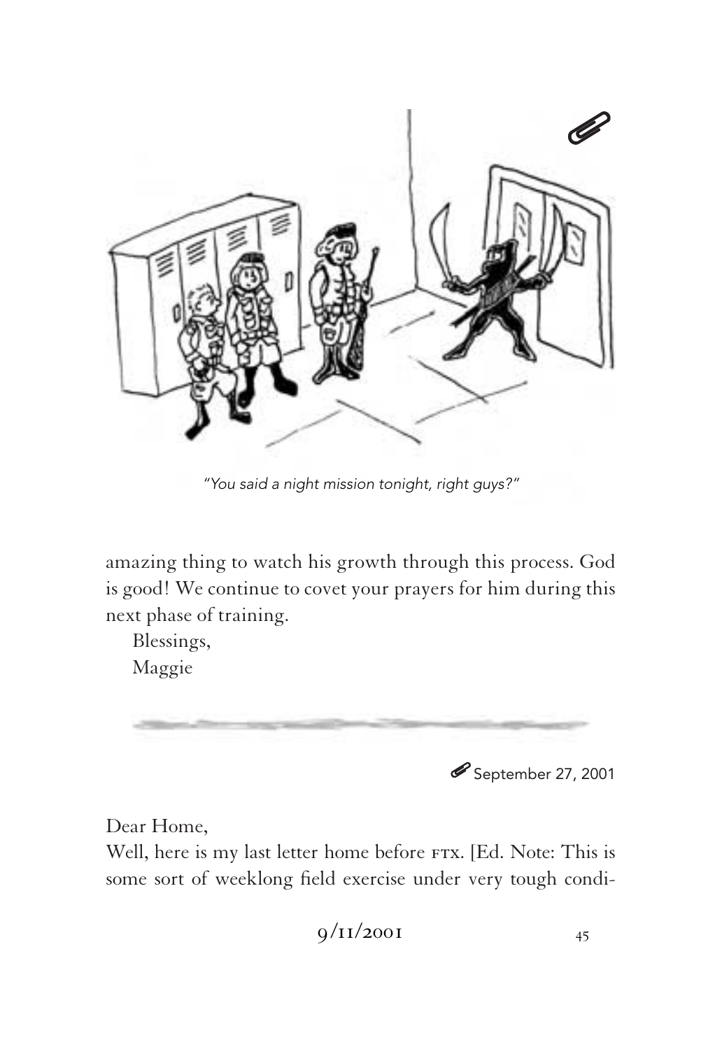*"You said a night mission tonight, right guys?"*

amazing thing to watch his growth through this process. God is good! We continue to covet your prayers for him during this next phase of training.

Blessings,
Maggie

---

September 27, 2001

Dear Home,

Well, here is my last letter home before FTX. [Ed. Note: This is some sort of weeklong field exercise under very tough condi-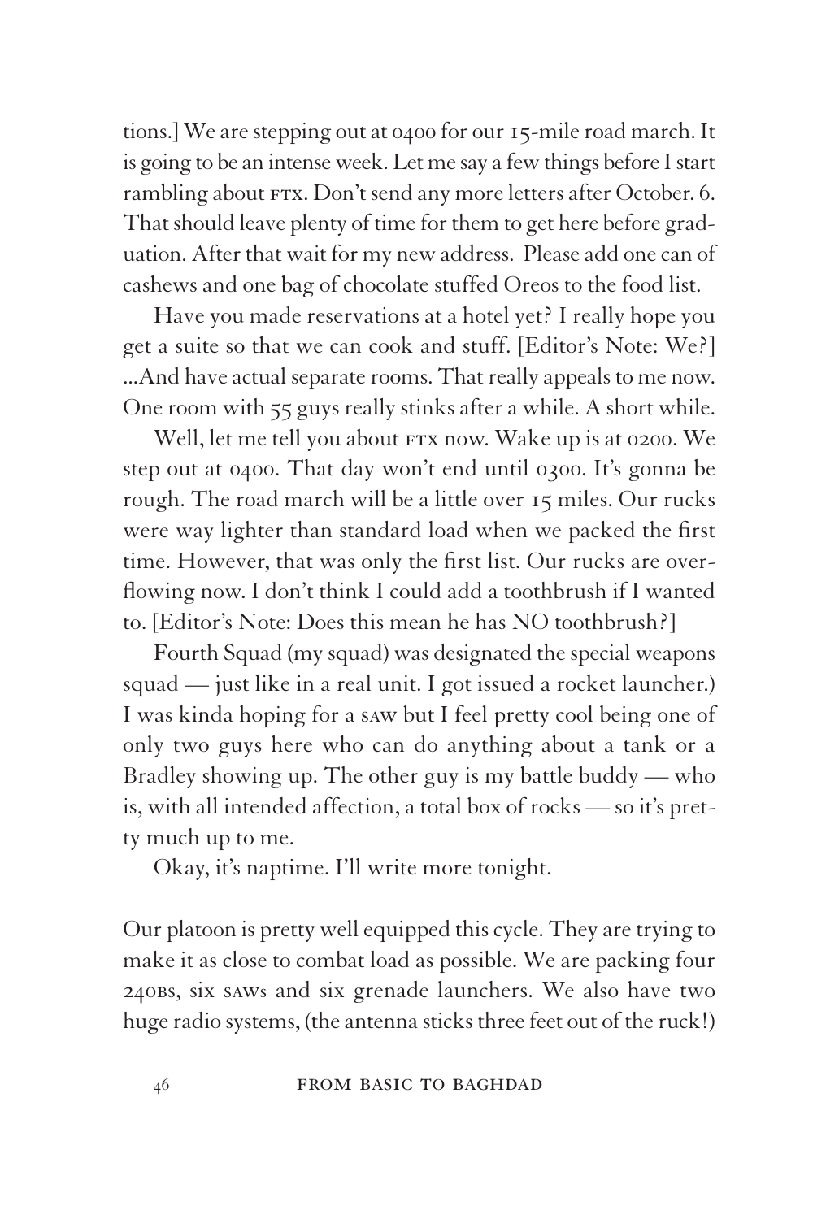tions.] We are stepping out at 0400 for our 15-mile road march. It is going to be an intense week. Let me say a few things before I start rambling about FTX. Don't send any more letters after October. 6. That should leave plenty of time for them to get here before graduation. After that wait for my new address. Please add one can of cashews and one bag of chocolate stuffed Oreos to the food list.

Have you made reservations at a hotel yet? I really hope you get a suite so that we can cook and stuff. [Editor's Note: We?] ...And have actual separate rooms. That really appeals to me now. One room with 55 guys really stinks after a while. A short while.

Well, let me tell you about FTX now. Wake up is at 0200. We step out at 0400. That day won't end until 0300. It's gonna be rough. The road march will be a little over 15 miles. Our rucks were way lighter than standard load when we packed the first time. However, that was only the first list. Our rucks are overflowing now. I don't think I could add a toothbrush if I wanted to. [Editor's Note: Does this mean he has NO toothbrush?]

Fourth Squad (my squad) was designated the special weapons squad — just like in a real unit. I got issued a rocket launcher.) I was kinda hoping for a SAW but I feel pretty cool being one of only two guys here who can do anything about a tank or a Bradley showing up. The other guy is my battle buddy — who is, with all intended affection, a total box of rocks — so it's pretty much up to me.

Okay, it's naptime. I'll write more tonight.

Our platoon is pretty well equipped this cycle. They are trying to make it as close to combat load as possible. We are packing four 240Bs, six SAWs and six grenade launchers. We also have two huge radio systems, (the antenna sticks three feet out of the ruck!)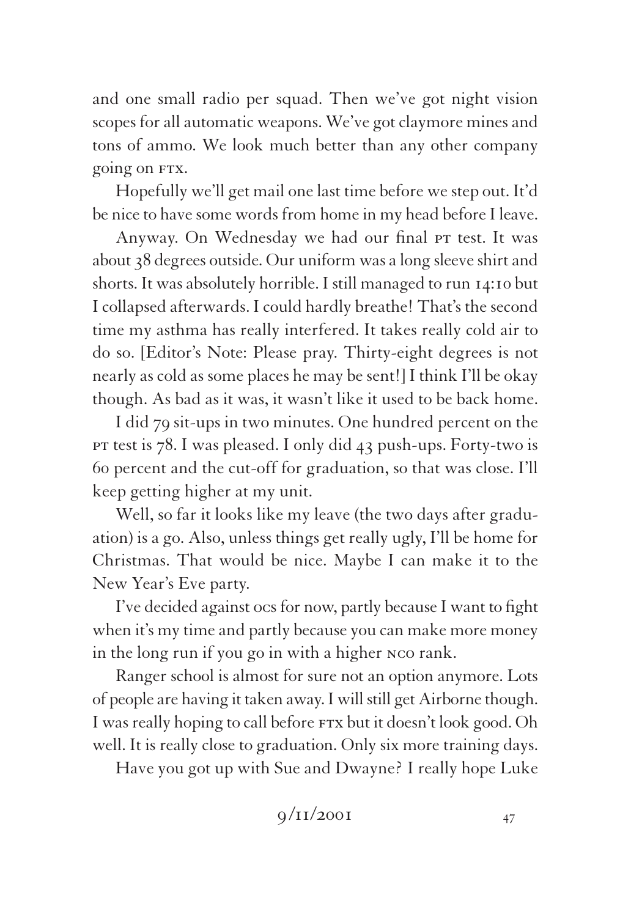and one small radio per squad. Then we've got night vision scopes for all automatic weapons. We've got claymore mines and tons of ammo. We look much better than any other company going on FTX.

Hopefully we'll get mail one last time before we step out. It'd be nice to have some words from home in my head before I leave.

Anyway. On Wednesday we had our final PT test. It was about 38 degrees outside. Our uniform was a long sleeve shirt and shorts. It was absolutely horrible. I still managed to run 14:10 but I collapsed afterwards. I could hardly breathe! That's the second time my asthma has really interfered. It takes really cold air to do so. [Editor's Note: Please pray. Thirty-eight degrees is not nearly as cold as some places he may be sent!] I think I'll be okay though. As bad as it was, it wasn't like it used to be back home.

I did 79 sit-ups in two minutes. One hundred percent on the PT test is 78. I was pleased. I only did 43 push-ups. Forty-two is 60 percent and the cut-off for graduation, so that was close. I'll keep getting higher at my unit.

Well, so far it looks like my leave (the two days after graduation) is a go. Also, unless things get really ugly, I'll be home for Christmas. That would be nice. Maybe I can make it to the New Year's Eve party.

I've decided against OCS for now, partly because I want to fight when it's my time and partly because you can make more money in the long run if you go in with a higher NCO rank.

Ranger school is almost for sure not an option anymore. Lots of people are having it taken away. I will still get Airborne though. I was really hoping to call before FTX but it doesn't look good. Oh well. It is really close to graduation. Only six more training days.

Have you got up with Sue and Dwayne? I really hope Luke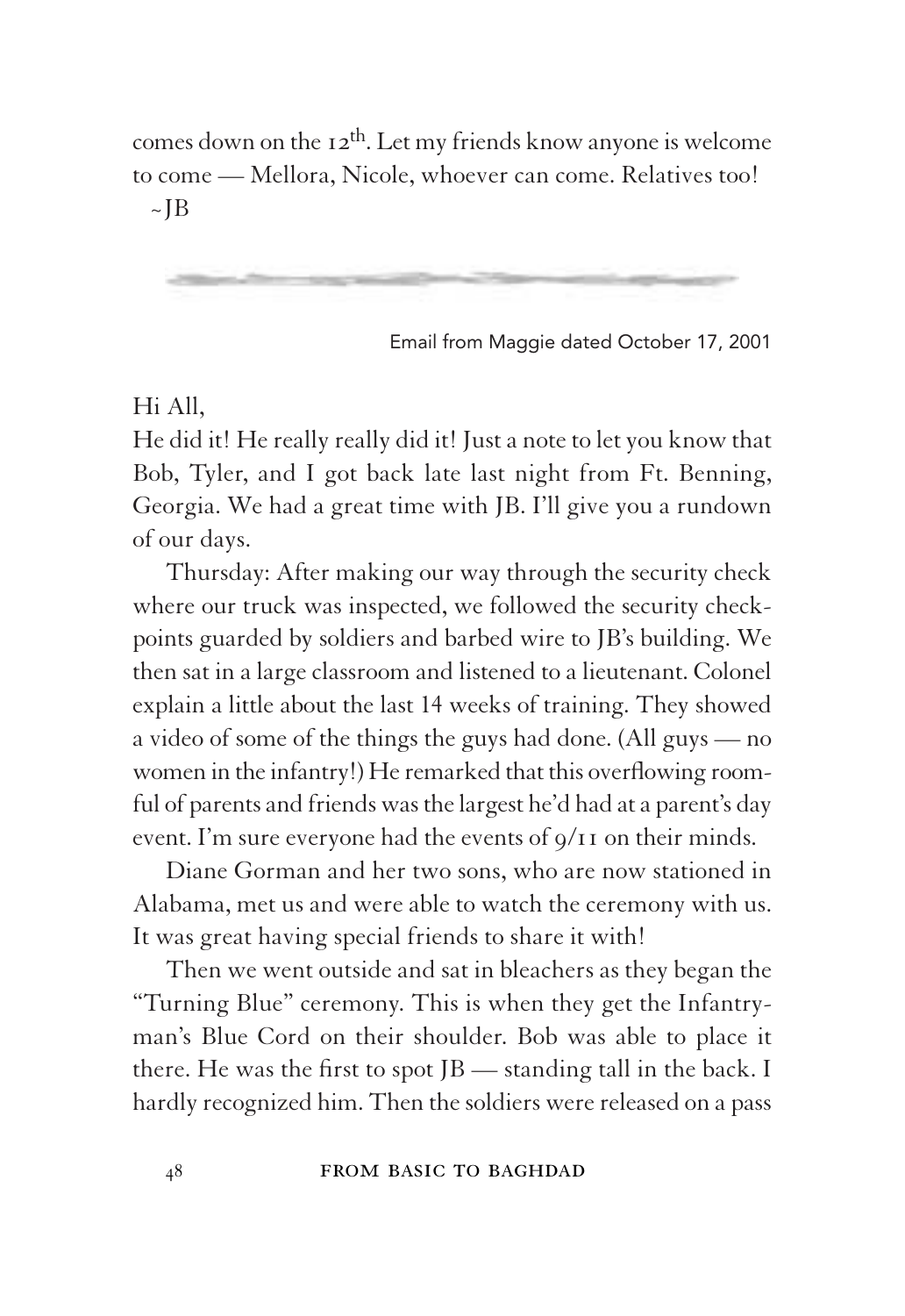comes down on the 12th. Let my friends know anyone is welcome to come — Mellora, Nicole, whoever can come. Relatives too!
~JB

---

Email from Maggie dated October 17, 2001

Hi All,
He did it! He really really did it! Just a note to let you know that Bob, Tyler, and I got back late last night from Ft. Benning, Georgia. We had a great time with JB. I'll give you a rundown of our days.

Thursday: After making our way through the security check where our truck was inspected, we followed the security checkpoints guarded by soldiers and barbed wire to JB's building. We then sat in a large classroom and listened to a lieutenant. Colonel explain a little about the last 14 weeks of training. They showed a video of some of the things the guys had done. (All guys — no women in the infantry!) He remarked that this overflowing roomful of parents and friends was the largest he'd had at a parent's day event. I'm sure everyone had the events of 9/11 on their minds.

Diane Gorman and her two sons, who are now stationed in Alabama, met us and were able to watch the ceremony with us. It was great having special friends to share it with!

Then we went outside and sat in bleachers as they began the "Turning Blue" ceremony. This is when they get the Infantryman's Blue Cord on their shoulder. Bob was able to place it there. He was the first to spot JB — standing tall in the back. I hardly recognized him. Then the soldiers were released on a pass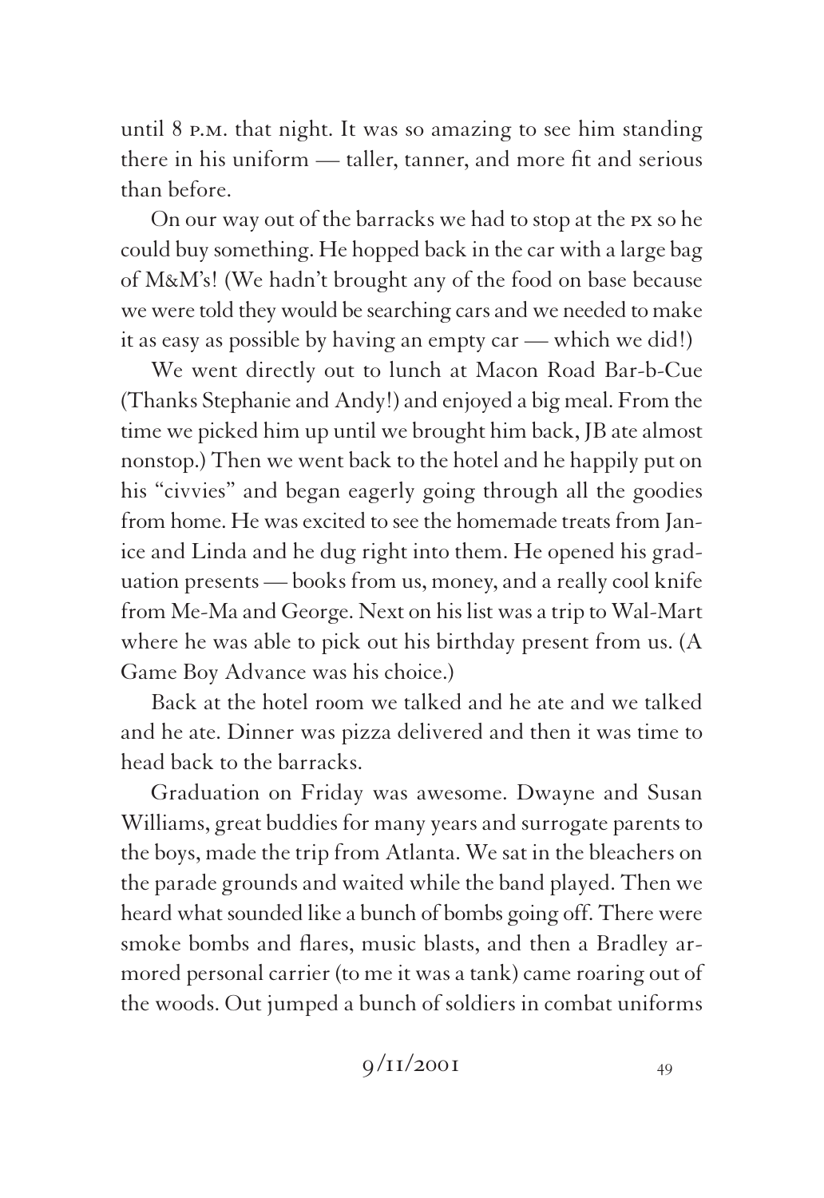until 8 P.M. that night. It was so amazing to see him standing there in his uniform — taller, tanner, and more fit and serious than before.

On our way out of the barracks we had to stop at the PX so he could buy something. He hopped back in the car with a large bag of M&M's! (We hadn't brought any of the food on base because we were told they would be searching cars and we needed to make it as easy as possible by having an empty car — which we did!)

We went directly out to lunch at Macon Road Bar-b-Cue (Thanks Stephanie and Andy!) and enjoyed a big meal. From the time we picked him up until we brought him back, JB ate almost nonstop.) Then we went back to the hotel and he happily put on his "civvies" and began eagerly going through all the goodies from home. He was excited to see the homemade treats from Janice and Linda and he dug right into them. He opened his graduation presents — books from us, money, and a really cool knife from Me-Ma and George. Next on his list was a trip to Wal-Mart where he was able to pick out his birthday present from us. (A Game Boy Advance was his choice.)

Back at the hotel room we talked and he ate and we talked and he ate. Dinner was pizza delivered and then it was time to head back to the barracks.

Graduation on Friday was awesome. Dwayne and Susan Williams, great buddies for many years and surrogate parents to the boys, made the trip from Atlanta. We sat in the bleachers on the parade grounds and waited while the band played. Then we heard what sounded like a bunch of bombs going off. There were smoke bombs and flares, music blasts, and then a Bradley armored personal carrier (to me it was a tank) came roaring out of the woods. Out jumped a bunch of soldiers in combat uniforms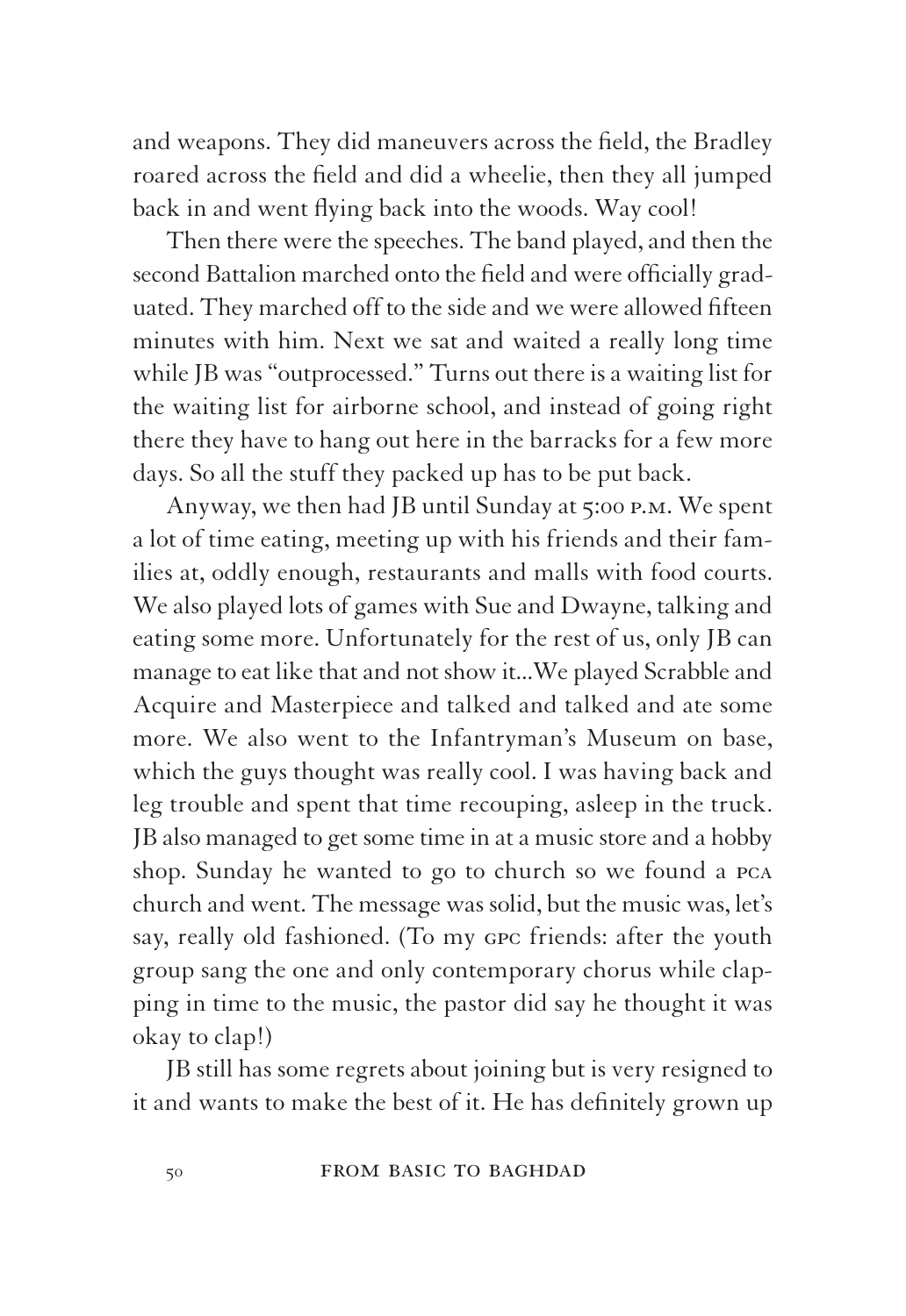and weapons. They did maneuvers across the field, the Bradley roared across the field and did a wheelie, then they all jumped back in and went flying back into the woods. Way cool!

Then there were the speeches. The band played, and then the second Battalion marched onto the field and were officially graduated. They marched off to the side and we were allowed fifteen minutes with him. Next we sat and waited a really long time while JB was "outprocessed." Turns out there is a waiting list for the waiting list for airborne school, and instead of going right there they have to hang out here in the barracks for a few more days. So all the stuff they packed up has to be put back.

Anyway, we then had JB until Sunday at 5:00 P.M. We spent a lot of time eating, meeting up with his friends and their families at, oddly enough, restaurants and malls with food courts. We also played lots of games with Sue and Dwayne, talking and eating some more. Unfortunately for the rest of us, only JB can manage to eat like that and not show it…We played Scrabble and Acquire and Masterpiece and talked and talked and ate some more. We also went to the Infantryman's Museum on base, which the guys thought was really cool. I was having back and leg trouble and spent that time recouping, asleep in the truck. JB also managed to get some time in at a music store and a hobby shop. Sunday he wanted to go to church so we found a PCA church and went. The message was solid, but the music was, let's say, really old fashioned. (To my GPC friends: after the youth group sang the one and only contemporary chorus while clapping in time to the music, the pastor did say he thought it was okay to clap!)

JB still has some regrets about joining but is very resigned to it and wants to make the best of it. He has definitely grown up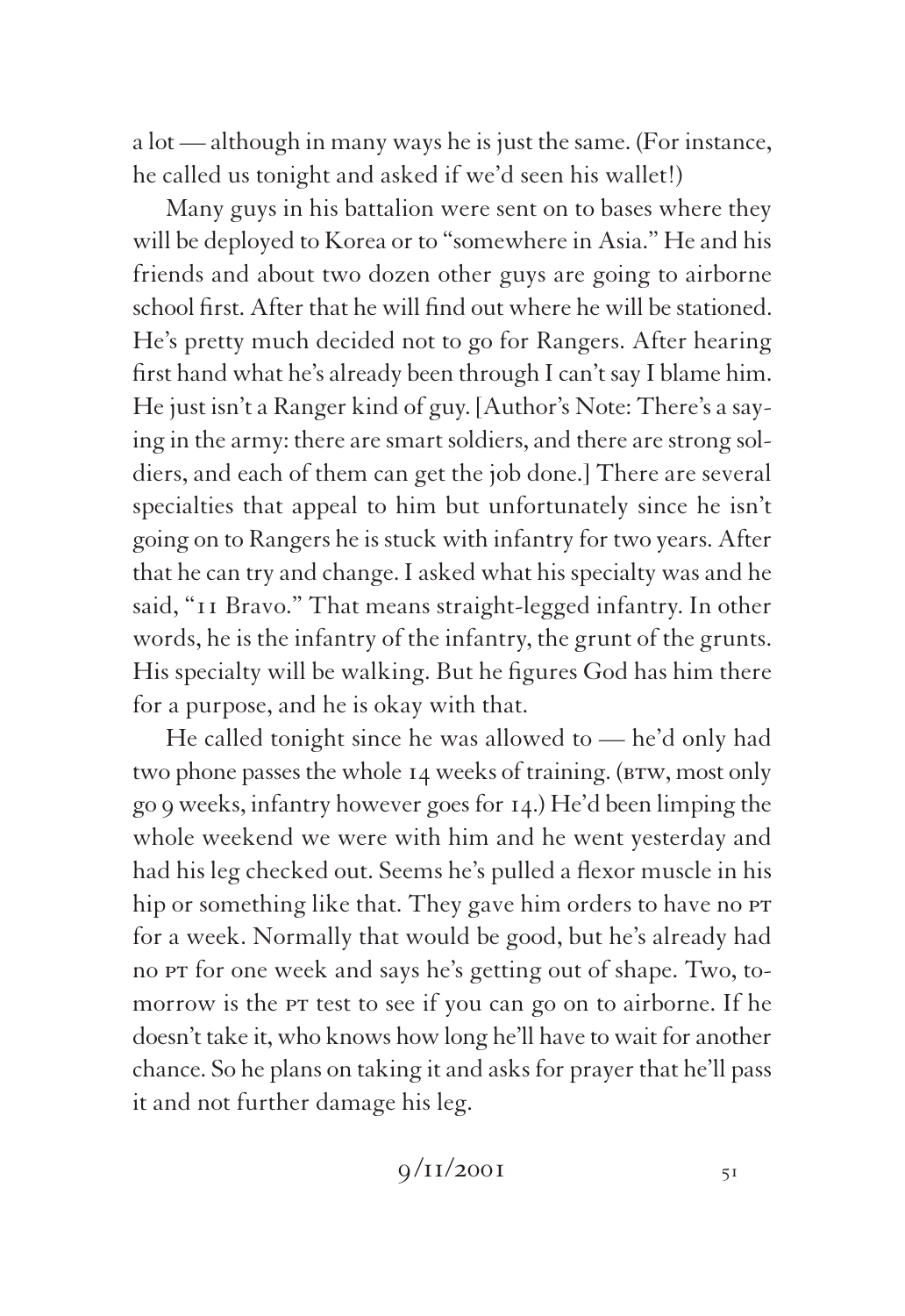a lot — although in many ways he is just the same. (For instance, he called us tonight and asked if we'd seen his wallet!)

Many guys in his battalion were sent on to bases where they will be deployed to Korea or to "somewhere in Asia." He and his friends and about two dozen other guys are going to airborne school first. After that he will find out where he will be stationed. He's pretty much decided not to go for Rangers. After hearing first hand what he's already been through I can't say I blame him. He just isn't a Ranger kind of guy. [Author's Note: There's a saying in the army: there are smart soldiers, and there are strong soldiers, and each of them can get the job done.] There are several specialties that appeal to him but unfortunately since he isn't going on to Rangers he is stuck with infantry for two years. After that he can try and change. I asked what his specialty was and he said, "11 Bravo." That means straight-legged infantry. In other words, he is the infantry of the infantry, the grunt of the grunts. His specialty will be walking. But he figures God has him there for a purpose, and he is okay with that.

He called tonight since he was allowed to — he'd only had two phone passes the whole 14 weeks of training. (BTW, most only go 9 weeks, infantry however goes for 14.) He'd been limping the whole weekend we were with him and he went yesterday and had his leg checked out. Seems he's pulled a flexor muscle in his hip or something like that. They gave him orders to have no PT for a week. Normally that would be good, but he's already had no PT for one week and says he's getting out of shape. Two, tomorrow is the PT test to see if you can go on to airborne. If he doesn't take it, who knows how long he'll have to wait for another chance. So he plans on taking it and asks for prayer that he'll pass it and not further damage his leg.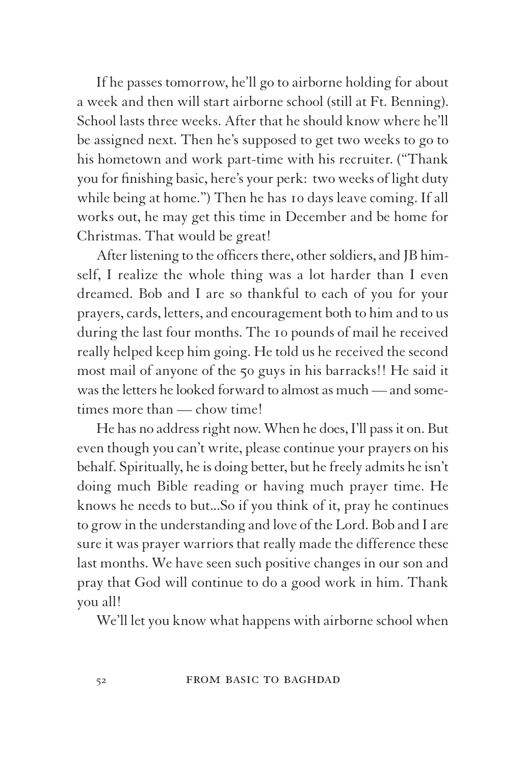If he passes tomorrow, he'll go to airborne holding for about a week and then will start airborne school (still at Ft. Benning). School lasts three weeks. After that he should know where he'll be assigned next. Then he's supposed to get two weeks to go to his hometown and work part-time with his recruiter. ("Thank you for finishing basic, here's your perk: two weeks of light duty while being at home.") Then he has 10 days leave coming. If all works out, he may get this time in December and be home for Christmas. That would be great!

After listening to the officers there, other soldiers, and JB himself, I realize the whole thing was a lot harder than I even dreamed. Bob and I are so thankful to each of you for your prayers, cards, letters, and encouragement both to him and to us during the last four months. The 10 pounds of mail he received really helped keep him going. He told us he received the second most mail of anyone of the 50 guys in his barracks!! He said it was the letters he looked forward to almost as much — and sometimes more than — chow time!

He has no address right now. When he does, I'll pass it on. But even though you can't write, please continue your prayers on his behalf. Spiritually, he is doing better, but he freely admits he isn't doing much Bible reading or having much prayer time. He knows he needs to but...So if you think of it, pray he continues to grow in the understanding and love of the Lord. Bob and I are sure it was prayer warriors that really made the difference these last months. We have seen such positive changes in our son and pray that God will continue to do a good work in him. Thank you all!

We'll let you know what happens with airborne school when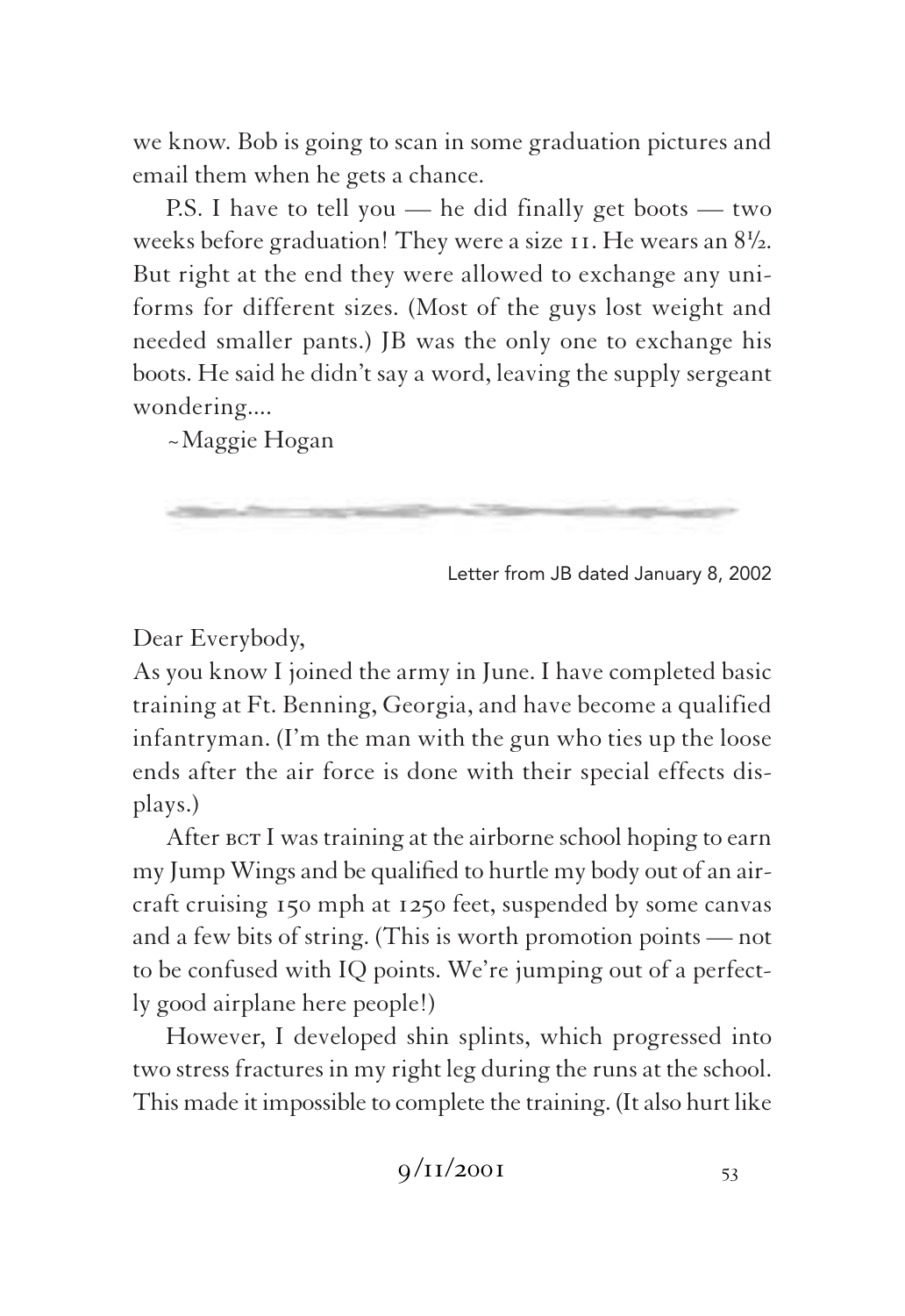we know. Bob is going to scan in some graduation pictures and email them when he gets a chance.

P.S. I have to tell you — he did finally get boots — two weeks before graduation! They were a size 11. He wears an 8½. But right at the end they were allowed to exchange any uniforms for different sizes. (Most of the guys lost weight and needed smaller pants.) JB was the only one to exchange his boots. He said he didn't say a word, leaving the supply sergeant wondering....

~Maggie Hogan

---

Letter from JB dated January 8, 2002

Dear Everybody,

As you know I joined the army in June. I have completed basic training at Ft. Benning, Georgia, and have become a qualified infantryman. (I'm the man with the gun who ties up the loose ends after the air force is done with their special effects displays.)

After BCT I was training at the airborne school hoping to earn my Jump Wings and be qualified to hurtle my body out of an aircraft cruising 150 mph at 1250 feet, suspended by some canvas and a few bits of string. (This is worth promotion points — not to be confused with IQ points. We're jumping out of a perfectly good airplane here people!)

However, I developed shin splints, which progressed into two stress fractures in my right leg during the runs at the school. This made it impossible to complete the training. (It also hurt like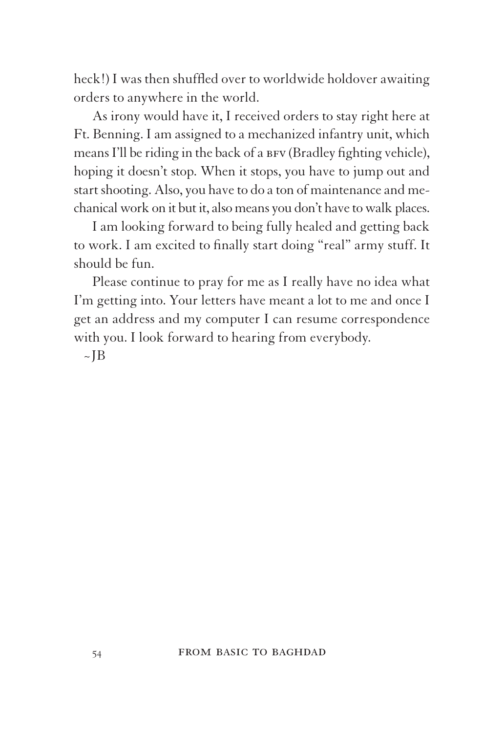heck!) I was then shuffled over to worldwide holdover awaiting orders to anywhere in the world.

As irony would have it, I received orders to stay right here at Ft. Benning. I am assigned to a mechanized infantry unit, which means I'll be riding in the back of a BFV (Bradley fighting vehicle), hoping it doesn't stop. When it stops, you have to jump out and start shooting. Also, you have to do a ton of maintenance and mechanical work on it but it, also means you don't have to walk places.

I am looking forward to being fully healed and getting back to work. I am excited to finally start doing "real" army stuff. It should be fun.

Please continue to pray for me as I really have no idea what I'm getting into. Your letters have meant a lot to me and once I get an address and my computer I can resume correspondence with you. I look forward to hearing from everybody.

~JB